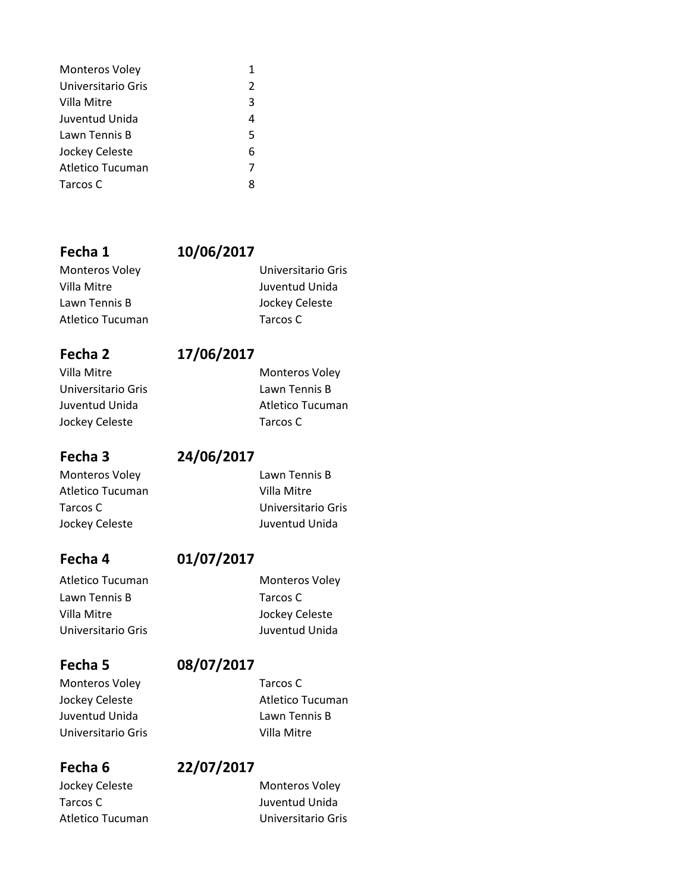| | |
|---|---|
| Monteros Voley | 1 |
| Universitario Gris | 2 |
| Villa Mitre | 3 |
| Juventud Unida | 4 |
| Lawn Tennis B | 5 |
| Jockey Celeste | 6 |
| Atletico Tucuman | 7 |
| Tarcos C | 8 |

## Fecha 1 — 10/06/2017

| | |
|---|---|
| Monteros Voley | Universitario Gris |
| Villa Mitre | Juventud Unida |
| Lawn Tennis B | Jockey Celeste |
| Atletico Tucuman | Tarcos C |

## Fecha 2 — 17/06/2017

| | |
|---|---|
| Villa Mitre | Monteros Voley |
| Universitario Gris | Lawn Tennis B |
| Juventud Unida | Atletico Tucuman |
| Jockey Celeste | Tarcos C |

## Fecha 3 — 24/06/2017

| | |
|---|---|
| Monteros Voley | Lawn Tennis B |
| Atletico Tucuman | Villa Mitre |
| Tarcos C | Universitario Gris |
| Jockey Celeste | Juventud Unida |

## Fecha 4 — 01/07/2017

| | |
|---|---|
| Atletico Tucuman | Monteros Voley |
| Lawn Tennis B | Tarcos C |
| Villa Mitre | Jockey Celeste |
| Universitario Gris | Juventud Unida |

## Fecha 5 — 08/07/2017

| | |
|---|---|
| Monteros Voley | Tarcos C |
| Jockey Celeste | Atletico Tucuman |
| Juventud Unida | Lawn Tennis B |
| Universitario Gris | Villa Mitre |

## Fecha 6 — 22/07/2017

| | |
|---|---|
| Jockey Celeste | Monteros Voley |
| Tarcos C | Juventud Unida |
| Atletico Tucuman | Universitario Gris |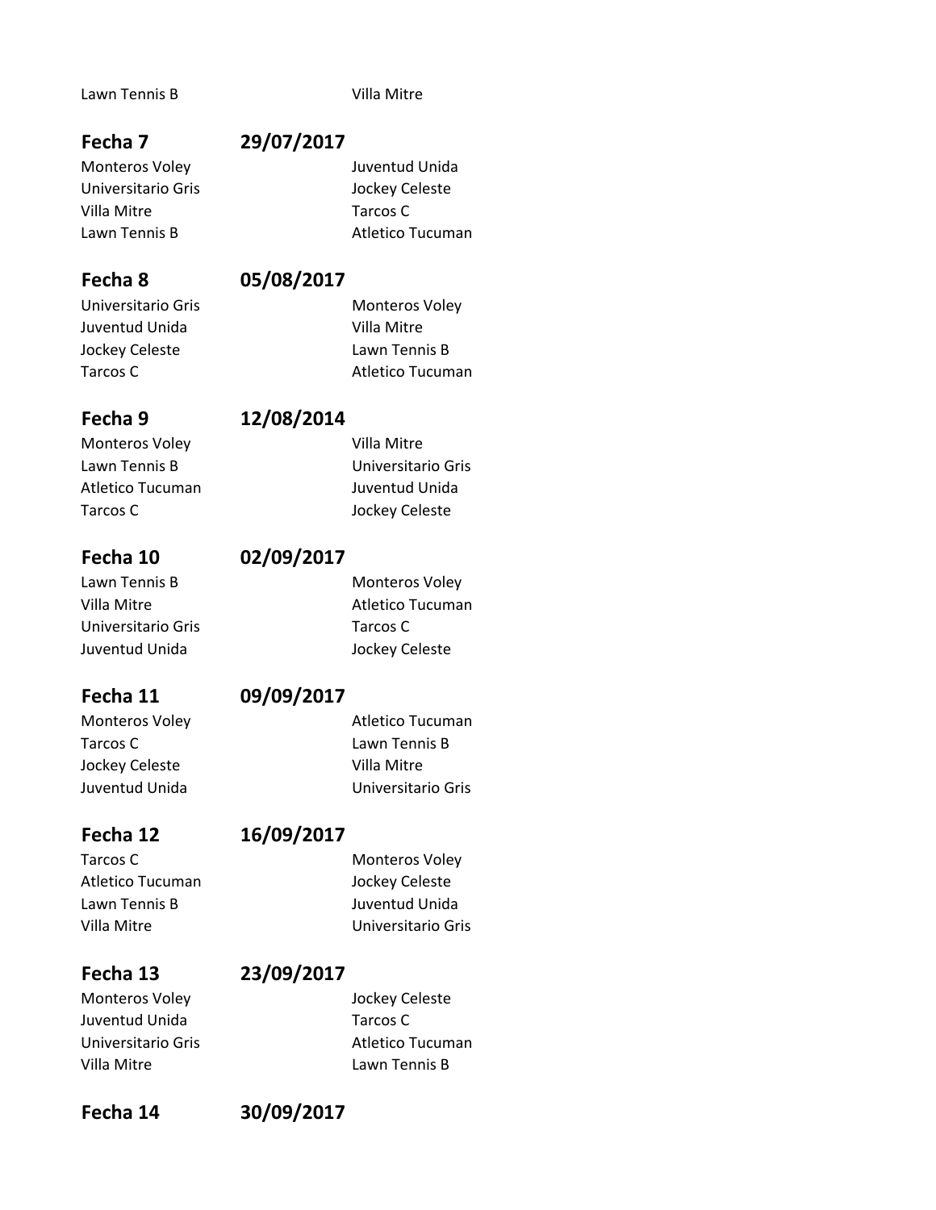| | |
|---|---|
| Lawn Tennis B | Villa Mitre |

**Fecha 7** **29/07/2017**

| | |
|---|---|
| Monteros Voley | Juventud Unida |
| Universitario Gris | Jockey Celeste |
| Villa Mitre | Tarcos C |
| Lawn Tennis B | Atletico Tucuman |

**Fecha 8** **05/08/2017**

| | |
|---|---|
| Universitario Gris | Monteros Voley |
| Juventud Unida | Villa Mitre |
| Jockey Celeste | Lawn Tennis B |
| Tarcos C | Atletico Tucuman |

**Fecha 9** **12/08/2014**

| | |
|---|---|
| Monteros Voley | Villa Mitre |
| Lawn Tennis B | Universitario Gris |
| Atletico Tucuman | Juventud Unida |
| Tarcos C | Jockey Celeste |

**Fecha 10** **02/09/2017**

| | |
|---|---|
| Lawn Tennis B | Monteros Voley |
| Villa Mitre | Atletico Tucuman |
| Universitario Gris | Tarcos C |
| Juventud Unida | Jockey Celeste |

**Fecha 11** **09/09/2017**

| | |
|---|---|
| Monteros Voley | Atletico Tucuman |
| Tarcos C | Lawn Tennis B |
| Jockey Celeste | Villa Mitre |
| Juventud Unida | Universitario Gris |

**Fecha 12** **16/09/2017**

| | |
|---|---|
| Tarcos C | Monteros Voley |
| Atletico Tucuman | Jockey Celeste |
| Lawn Tennis B | Juventud Unida |
| Villa Mitre | Universitario Gris |

**Fecha 13** **23/09/2017**

| | |
|---|---|
| Monteros Voley | Jockey Celeste |
| Juventud Unida | Tarcos C |
| Universitario Gris | Atletico Tucuman |
| Villa Mitre | Lawn Tennis B |

**Fecha 14** **30/09/2017**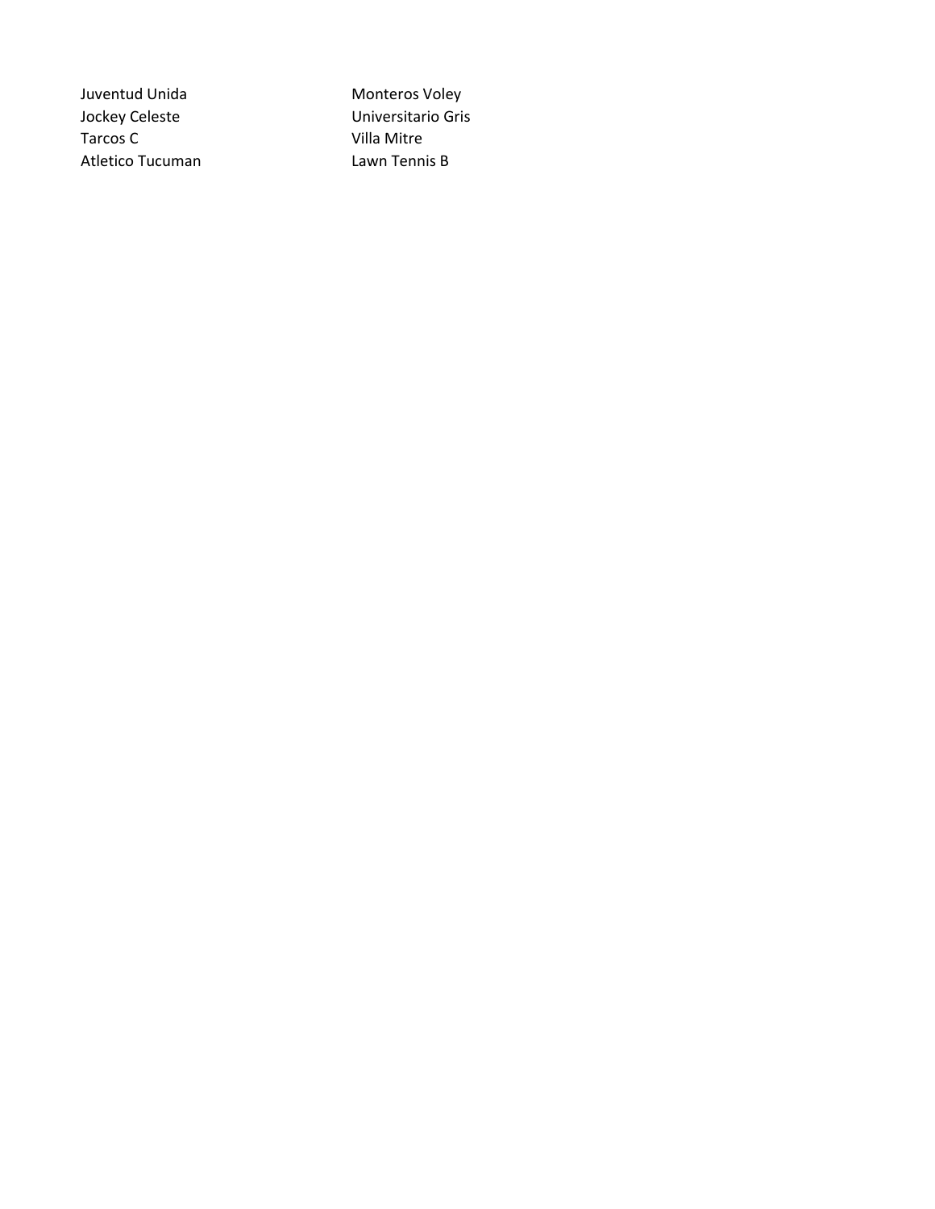| | |
|---|---|
| Juventud Unida | Monteros Voley |
| Jockey Celeste | Universitario Gris |
| Tarcos C | Villa Mitre |
| Atletico Tucuman | Lawn Tennis B |